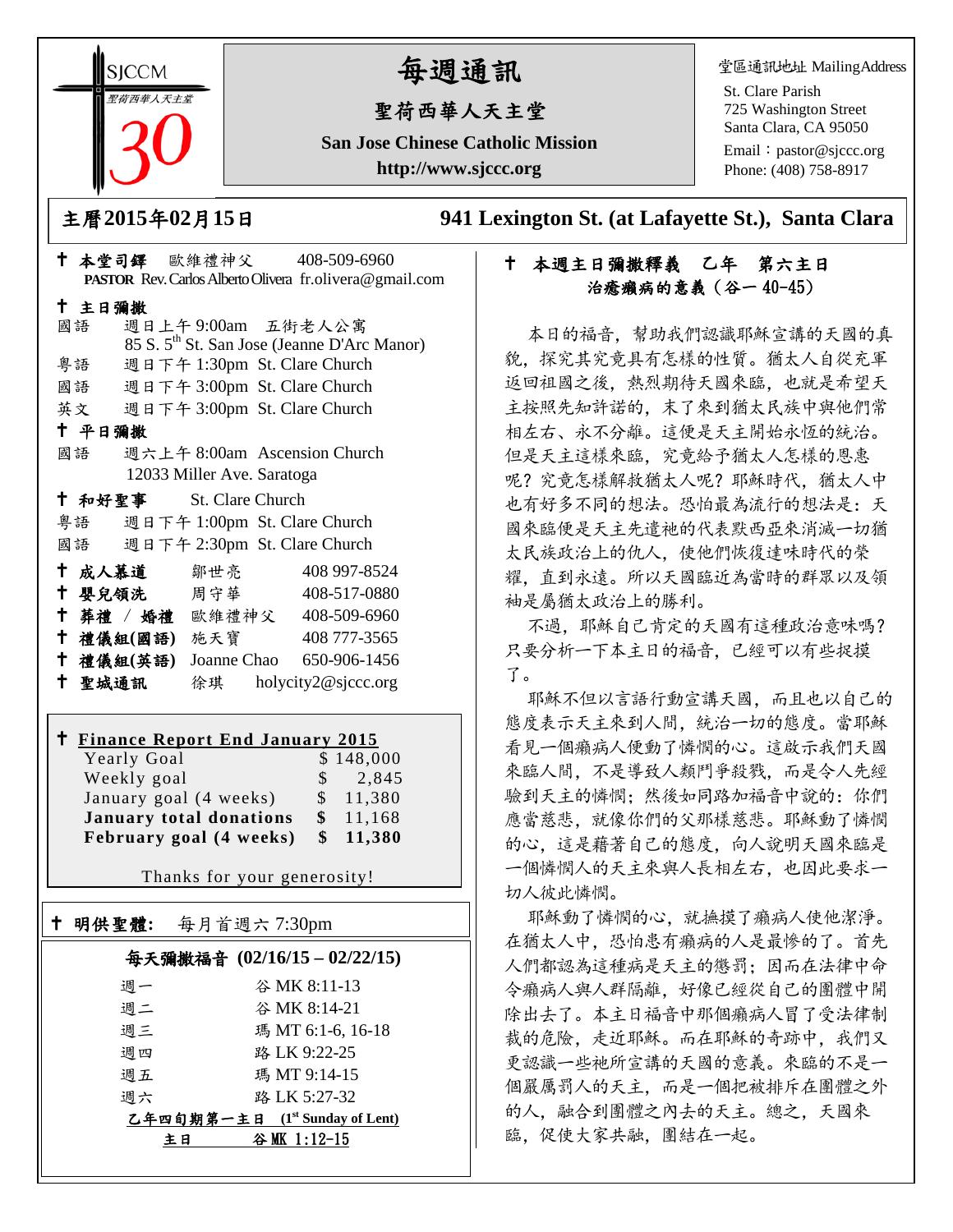SJCCM 聖荷西華人天主堂 30

# 每週通訊

## 聖荷西華人天主堂

**San Jose Chinese Catholic Mission**

**http://www.sjccc.org**

堂區通訊地址 MailingAddress

St. Clare Parish
725 Washington Street
Santa Clara, CA 95050
Email：pastor@sjccc.org
Phone: (408) 758-8917

**主曆2015年02月15日**

**941 Lexington St. (at Lafayette St.), Santa Clara**

✝ **本堂司鐸** 歐維禮神父 408-509-6960
**PASTOR** Rev. Carlos Alberto Olivera fr.olivera@gmail.com

✝ **主日彌撒**

國語 週日上午 9:00am 五街老人公寓
85 S. 5th St. San Jose (Jeanne D'Arc Manor)

粵語 週日下午 1:30pm St. Clare Church

國語 週日下午 3:00pm St. Clare Church

英文 週日下午 3:00pm St. Clare Church

✝ **平日彌撒**

國語 週六上午 8:00am Ascension Church
12033 Miller Ave. Saratoga

✝ **和好聖事** St. Clare Church

粵語 週日下午 1:00pm St. Clare Church

國語 週日下午 2:30pm St. Clare Church

✝ **成人慕道** 鄒世亮 408 997-8524

✝ **嬰兒領洗** 周守華 408-517-0880

✝ **葬禮 / 婚禮** 歐維禮神父 408-509-6960

✝ **禮儀組(國語)** 施天寶 408 777-3565

✝ **禮儀組(英語)** Joanne Chao 650-906-1456

✝ **聖城通訊** 徐琪 holycity2@sjccc.org

✝ **Finance Report End January 2015**

| | |
|---|---|
| Yearly Goal | $ 148,000 |
| Weekly goal | $ 2,845 |
| January goal (4 weeks) | $ 11,380 |
| **January total donations** | **$ 11,168** |
| **February goal (4 weeks)** | **$ 11,380** |

Thanks for your generosity!

✝ **明供聖體:** 每月首週六 7:30pm

**每天彌撒福音 (02/16/15 – 02/22/15)**

| | |
|---|---|
| 週一 | 谷 MK 8:11-13 |
| 週二 | 谷 MK 8:14-21 |
| 週三 | 瑪 MT 6:1-6, 16-18 |
| 週四 | 路 LK 9:22-25 |
| 週五 | 瑪 MT 9:14-15 |
| 週六 | 路 LK 5:27-32 |

**乙年四旬期第一主日 (1st Sunday of Lent)**

**主日 谷 MK 1:12-15**

✝ **本週主日彌撒釋義 乙年 第六主日**
**治癒癩病的意義（谷一 40-45）**

本日的福音，幫助我們認識耶穌宣講的天國的真貌，探究其究竟具有怎樣的性質。猶太人自從充軍返回祖國之後，熱烈期待天國來臨，也就是希望天主按照先知許諾的，末了來到猶太民族中與他們常相左右、永不分離。這便是天主開始永恆的統治。但是天主這樣來臨，究竟給予猶太人怎樣的恩惠呢？究竟怎樣解救猶太人呢？耶穌時代，猶太人中也有好多不同的想法。恐怕最為流行的想法是：天國來臨便是天主先遣祂的代表默西亞來消滅一切猶太民族政治上的仇人，使他們恢復達味時代的榮耀，直到永遠。所以天國臨近為當時的群眾以及領袖是屬猶太政治上的勝利。

不過，耶穌自己肯定的天國有這種政治意味嗎？只要分析一下本主日的福音，已經可以有些捉摸了。

耶穌不但以言語行動宣講天國，而且也以自己的態度表示天主來到人間，統治一切的態度。當耶穌看見一個癩病人便動了憐憫的心。這啟示我們天國來臨人間，不是導致人類鬥爭殺戮，而是令人先經驗到天主的憐憫；然後如同路加福音中說的：你們應當慈悲，就像你們的父那樣慈悲。耶穌動了憐憫的心，這是藉著自己的態度，向人說明天國來臨是一個憐憫人的天主來與人長相左右，也因此要求一切人彼此憐憫。

耶穌動了憐憫的心，就撫摸了癩病人使他潔淨。在猶太人中，恐怕患有癩病的人是最慘的了。首先人們都認為這種病是天主的懲罰；因而在法律中命令癩病人與人群隔離，好像已經從自己的團體中開除出去了。本主日福音中那個癩病人冒了受法律制裁的危險，走近耶穌。而在耶穌的奇跡中，我們又更認識一些祂所宣講的天國的意義。來臨的不是一個嚴厲罰人的天主，而是一個把被排斥在團體之外的人，融合到團體之內去的天主。總之，天國來臨，促使大家共融，團結在一起。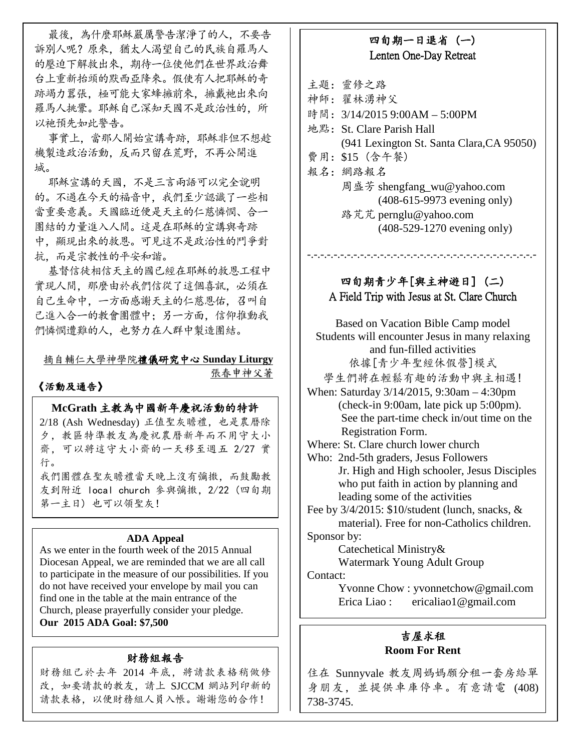最後，為什麼耶穌嚴厲警告潔淨了的人，不要告訴別人呢？原來，猶太人渴望自己的民族自羅馬人的壓迫下解救出來，期待一位使他們在世界政治舞台上重新抬頭的默西亞降來。假使有人把耶穌的奇跡竭力鋪張，極可能大家蜂擁前來，擁戴祂出來向羅馬人挑釁。耶穌自己深知天國不是政治性的，所以祂預先如此警告。

事實上，當那人開始宣講奇跡，耶穌非但不想趁機製造政治活動，反而只留在荒野，不再公開進城。

耶穌宣講的天國，不是三言兩語可以完全說明的。不過在今天的福音中，我們至少認識了一些相當重要意義。天國臨近便是天主的仁慈憐憫、合一團結的力量進入人間。這是在耶穌的宣講與奇跡中，顯現出來的救恩。可見這不是政治性的鬥爭對抗，而是宗教性的平安和諧。

基督信徒相信天主的國已經在耶穌的救恩工程中實現人間，那麼由於我們信從了這個喜訊，必須在自己生命中，一方面感謝天主的仁慈恩佑，召叫自己進入合一的教會團體中；另一方面，信仰推動我們憐憫遭難的人，也努力在人群中製造團結。

摘自輔仁大學神學院**禮儀研究中心 Sunday Liturgy**
張春申神父著

**《活動及通告》**

### McGrath 主教為中國新年慶祝活動的特許

2/18 (Ash Wednesday) 正值聖灰瞻禮，也是農曆除夕，教區特准教友為慶祝農曆新年而不用守大小齋，可以將這守大小齋的一天移至週五 2/27 實行。

我們團體在聖灰瞻禮當天晚上沒有彌撒，而鼓勵教友到附近 local church 參與彌撒，2/22（四旬期第一主日）也可以領聖灰！

### ADA Appeal

As we enter in the fourth week of the 2015 Annual Diocesan Appeal, we are reminded that we are all call to participate in the measure of our possibilities. If you do not have received your envelope by mail you can find one in the table at the main entrance of the Church, please prayerfully consider your pledge.
**Our 2015 ADA Goal: $7,500**

### 財務組報告

財務組已於去年 2014 年底，將請款表格稍做修改，如要請款的教友，請上 SJCCM 網站列印新的請款表格，以便財務組人員入帳。謝謝您的合作！

## 四旬期一日退省（一）
## Lenten One-Day Retreat

主題：靈修之路
神師：翟林湧神父
時間：3/14/2015 9:00AM – 5:00PM
地點：St. Clare Parish Hall
(941 Lexington St. Santa Clara,CA 95050)
費用：$15（含午餐）
報名：網路報名
周盛芳 shengfang_wu@yahoo.com
(408-615-9973 evening only)
路芃芃 pernglu@yahoo.com
(408-529-1270 evening only)

## 四旬期青少年[與主神遊日]（二）
## A Field Trip with Jesus at St. Clare Church

Based on Vacation Bible Camp model
Students will encounter Jesus in many relaxing and fun-filled activities
依據[青少年聖經休假營]模式
學生們將在輕鬆有趣的活動中與主相遇!

When: Saturday 3/14/2015, 9:30am – 4:30pm
(check-in 9:00am, late pick up 5:00pm).
See the part-time check in/out time on the Registration Form.
Where: St. Clare church lower church
Who: 2nd-5th graders, Jesus Followers
Jr. High and High schooler, Jesus Disciples who put faith in action by planning and leading some of the activities
Fee by 3/4/2015: $10/student (lunch, snacks, & material). Free for non-Catholics children.
Sponsor by:
Catechetical Ministry&
Watermark Young Adult Group
Contact:
Yvonne Chow : yvonnetchow@gmail.com
Erica Liao : ericaliao1@gmail.com

## 吉屋求租
## Room For Rent

住在 Sunnyvale 教友周媽媽願分租一套房給單身朋友，並提供車庫停車。有意請電 (408) 738-3745.